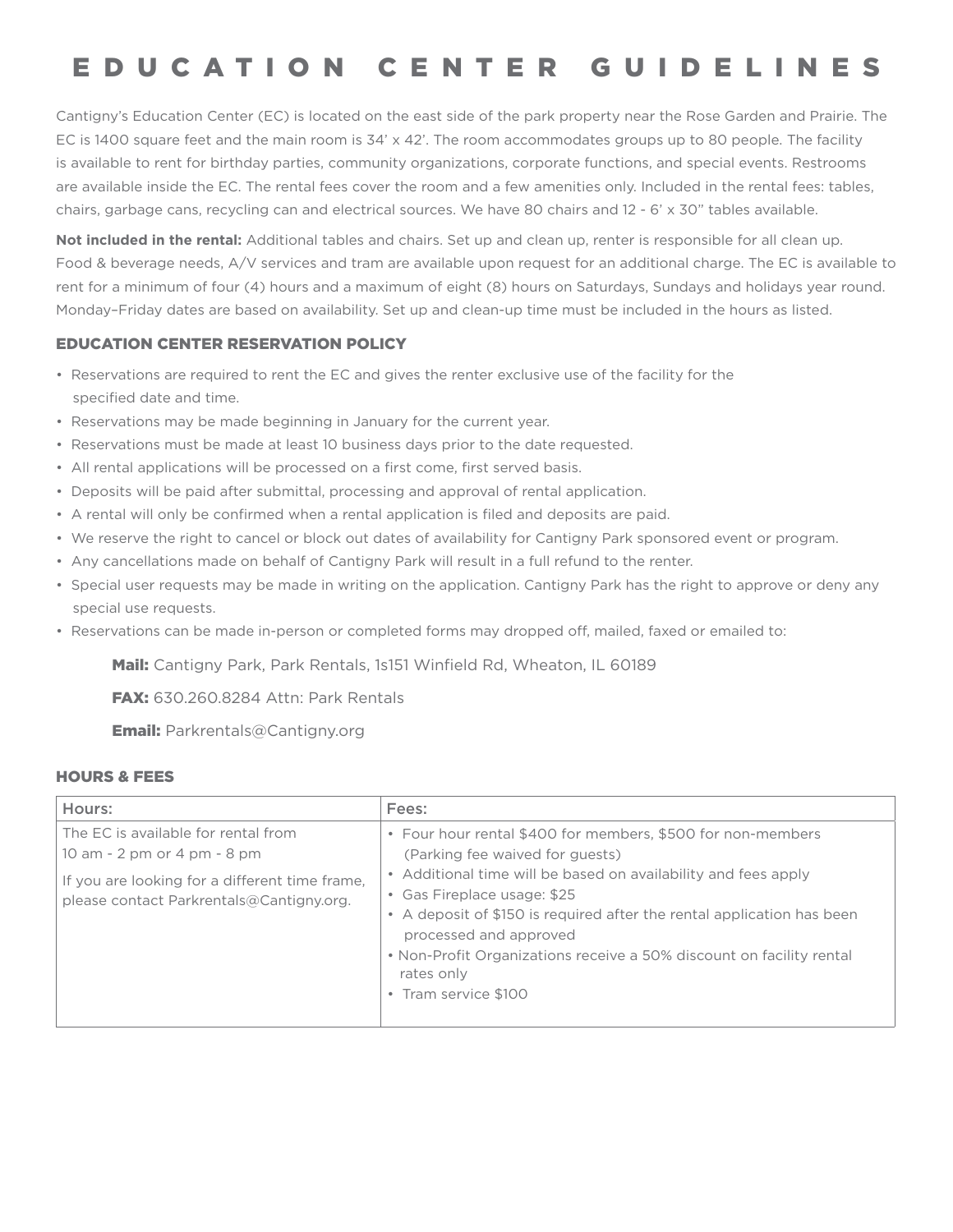# EDUCATION CENTER GUIDELINES

Cantigny's Education Center (EC) is located on the east side of the park property near the Rose Garden and Prairie. The EC is 1400 square feet and the main room is 34' x 42'. The room accommodates groups up to 80 people. The facility is available to rent for birthday parties, community organizations, corporate functions, and special events. Restrooms are available inside the EC. The rental fees cover the room and a few amenities only. Included in the rental fees: tables, chairs, garbage cans, recycling can and electrical sources. We have 80 chairs and 12 - 6' x 30" tables available.

**Not included in the rental:** Additional tables and chairs. Set up and clean up, renter is responsible for all clean up. Food & beverage needs, A/V services and tram are available upon request for an additional charge. The EC is available to rent for a minimum of four (4) hours and a maximum of eight (8) hours on Saturdays, Sundays and holidays year round. Monday–Friday dates are based on availability. Set up and clean-up time must be included in the hours as listed.

## EDUCATION CENTER RESERVATION POLICY

- Reservations are required to rent the EC and gives the renter exclusive use of the facility for the specified date and time.
- Reservations may be made beginning in January for the current year.
- Reservations must be made at least 10 business days prior to the date requested.
- All rental applications will be processed on a first come, first served basis.
- Deposits will be paid after submittal, processing and approval of rental application.
- A rental will only be confirmed when a rental application is filed and deposits are paid.
- We reserve the right to cancel or block out dates of availability for Cantigny Park sponsored event or program.
- Any cancellations made on behalf of Cantigny Park will result in a full refund to the renter.
- Special user requests may be made in writing on the application. Cantigny Park has the right to approve or deny any special use requests.
- Reservations can be made in-person or completed forms may dropped off, mailed, faxed or emailed to:

**Mail:** Cantigny Park, Park Rentals, 1s151 Winfield Rd, Wheaton, IL 60189

**FAX:** 630.260.8284 Attn: Park Rentals

**Email:** Parkrentals@Cantigny.org

## HOURS & FEES

| Hours: | Fees: |
|---|---|
| The EC is available for rental from 10 am - 2 pm or 4 pm - 8 pm<br><br>If you are looking for a different time frame, please contact Parkrentals@Cantigny.org. | • Four hour rental $400 for members, $500 for non-members (Parking fee waived for guests)<br>• Additional time will be based on availability and fees apply<br>• Gas Fireplace usage: $25<br>• A deposit of $150 is required after the rental application has been processed and approved<br>• Non-Profit Organizations receive a 50% discount on facility rental rates only<br>• Tram service $100 |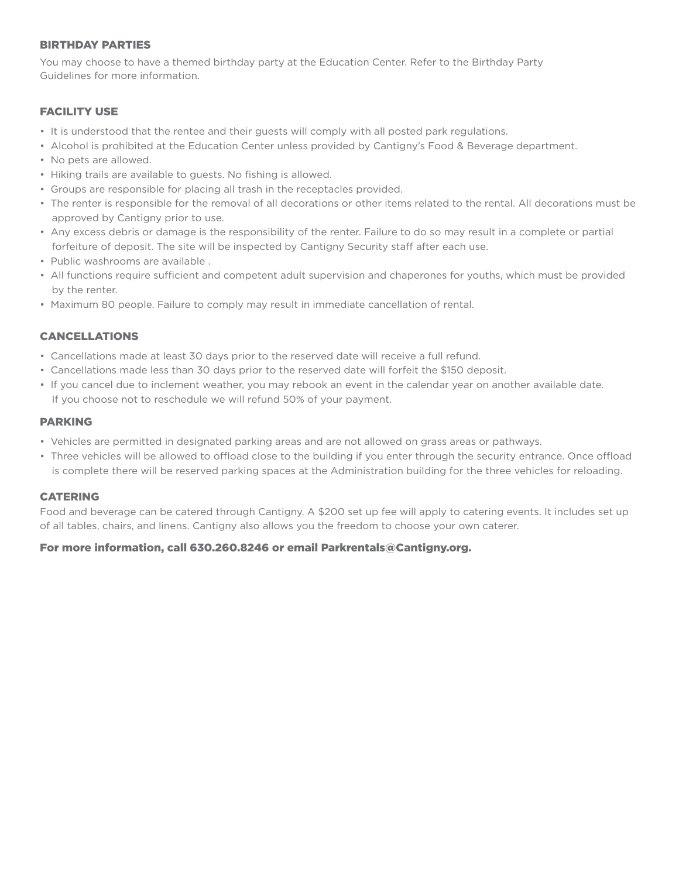## BIRTHDAY PARTIES

You may choose to have a themed birthday party at the Education Center. Refer to the Birthday Party Guidelines for more information.

## FACILITY USE

- It is understood that the rentee and their guests will comply with all posted park regulations.
- Alcohol is prohibited at the Education Center unless provided by Cantigny's Food & Beverage department.
- No pets are allowed.
- Hiking trails are available to guests. No fishing is allowed.
- Groups are responsible for placing all trash in the receptacles provided.
- The renter is responsible for the removal of all decorations or other items related to the rental. All decorations must be approved by Cantigny prior to use.
- Any excess debris or damage is the responsibility of the renter. Failure to do so may result in a complete or partial forfeiture of deposit. The site will be inspected by Cantigny Security staff after each use.
- Public washrooms are available .
- All functions require sufficient and competent adult supervision and chaperones for youths, which must be provided by the renter.
- Maximum 80 people. Failure to comply may result in immediate cancellation of rental.

## CANCELLATIONS

- Cancellations made at least 30 days prior to the reserved date will receive a full refund.
- Cancellations made less than 30 days prior to the reserved date will forfeit the $150 deposit.
- If you cancel due to inclement weather, you may rebook an event in the calendar year on another available date. If you choose not to reschedule we will refund 50% of your payment.

## PARKING

- Vehicles are permitted in designated parking areas and are not allowed on grass areas or pathways.
- Three vehicles will be allowed to offload close to the building if you enter through the security entrance. Once offload is complete there will be reserved parking spaces at the Administration building for the three vehicles for reloading.

## CATERING

Food and beverage can be catered through Cantigny. A $200 set up fee will apply to catering events. It includes set up of all tables, chairs, and linens. Cantigny also allows you the freedom to choose your own caterer.

**For more information, call 630.260.8246 or email Parkrentals@Cantigny.org.**